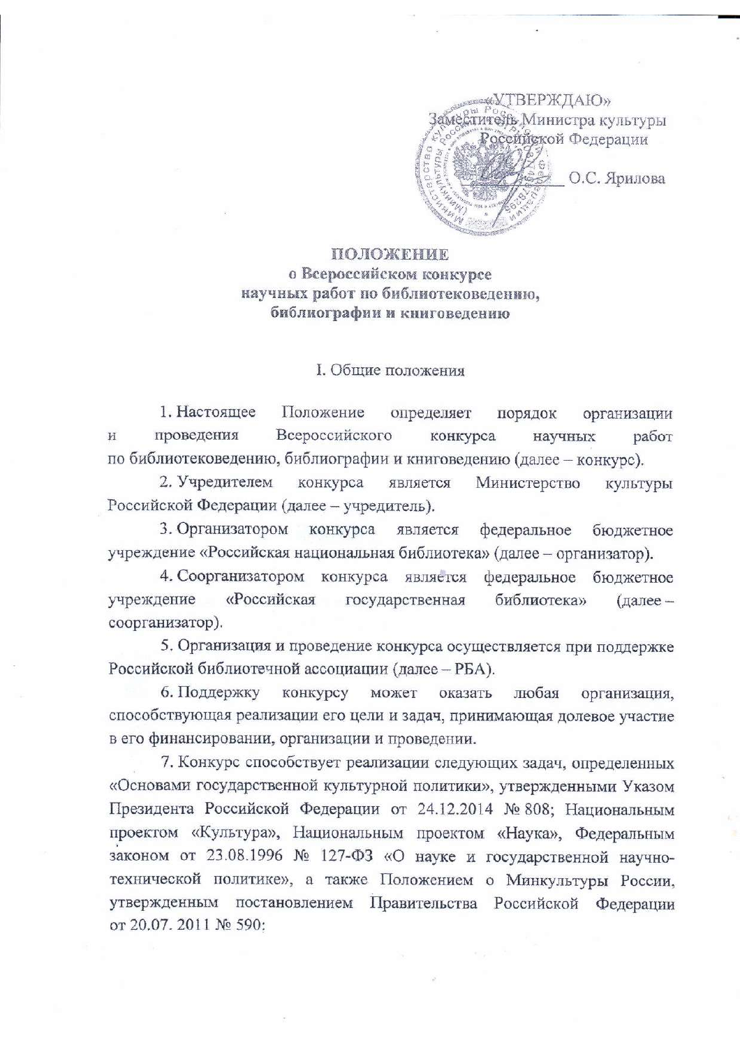«УТВЕРЖДАЮ»
Заместитель Министра культуры
Российской Федерации

_______ О.С. Ярилова

# ПОЛОЖЕНИЕ
## о Всероссийском конкурсе научных работ по библиотековедению, библиографии и книговедению

### I. Общие положения

1. Настоящее Положение определяет порядок организации и проведения Всероссийского конкурса научных работ по библиотековедению, библиографии и книговедению (далее – конкурс).

2. Учредителем конкурса является Министерство культуры Российской Федерации (далее – учредитель).

3. Организатором конкурса является федеральное бюджетное учреждение «Российская национальная библиотека» (далее – организатор).

4. Соорганизатором конкурса является федеральное бюджетное учреждение «Российская государственная библиотека» (далее – соорганизатор).

5. Организация и проведение конкурса осуществляется при поддержке Российской библиотечной ассоциации (далее – РБА).

6. Поддержку конкурсу может оказать любая организация, способствующая реализации его цели и задач, принимающая долевое участие в его финансировании, организации и проведении.

7. Конкурс способствует реализации следующих задач, определенных «Основами государственной культурной политики», утвержденными Указом Президента Российской Федерации от 24.12.2014 № 808; Национальным проектом «Культура», Национальным проектом «Наука», Федеральным законом от 23.08.1996 № 127-ФЗ «О науке и государственной научно-технической политике», а также Положением о Минкультуры России, утвержденным постановлением Правительства Российской Федерации от 20.07. 2011 № 590: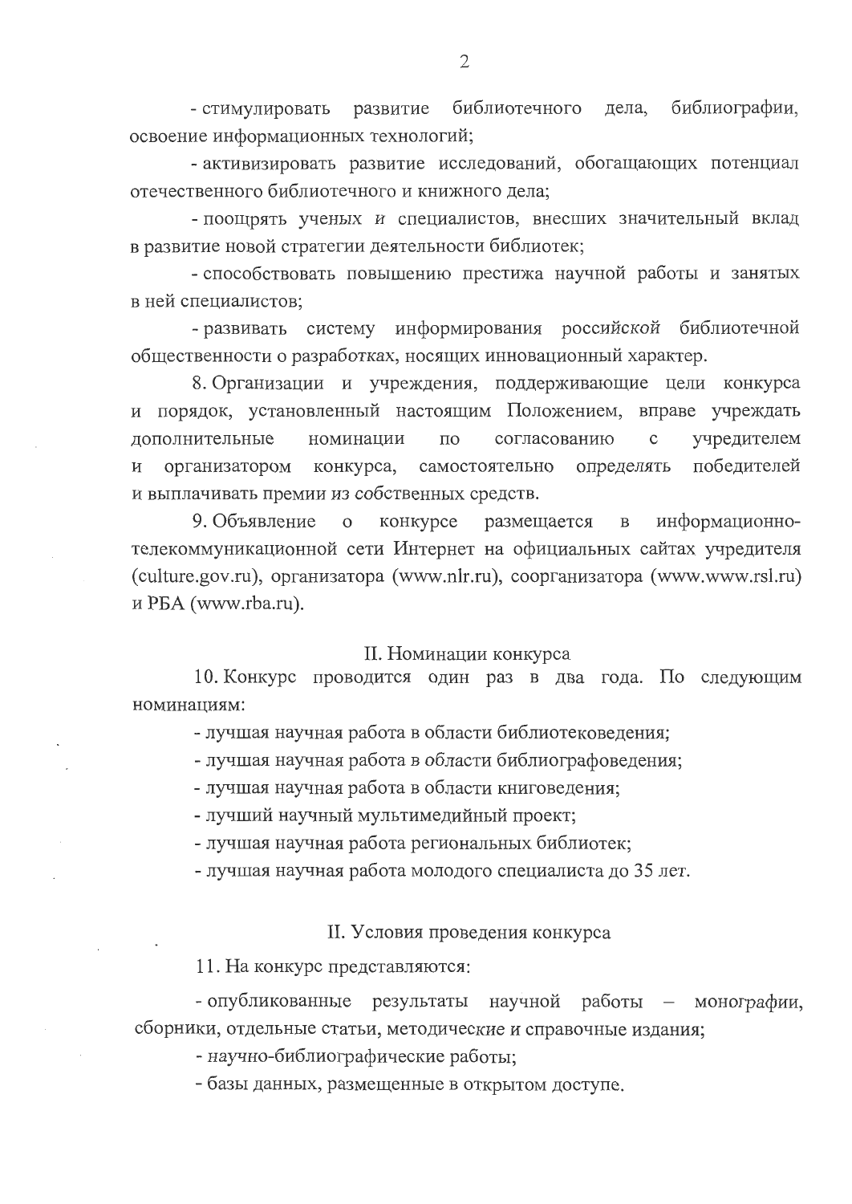- стимулировать развитие библиотечного дела, библиографии, освоение информационных технологий;

- активизировать развитие исследований, обогащающих потенциал отечественного библиотечного и книжного дела;

- поощрять ученых и специалистов, внесших значительный вклад в развитие новой стратегии деятельности библиотек;

- способствовать повышению престижа научной работы и занятых в ней специалистов;

- развивать систему информирования российской библиотечной общественности о разработках, носящих инновационный характер.

8. Организации и учреждения, поддерживающие цели конкурса и порядок, установленный настоящим Положением, вправе учреждать дополнительные номинации по согласованию с учредителем и организатором конкурса, самостоятельно определять победителей и выплачивать премии из собственных средств.

9. Объявление о конкурсе размещается в информационно-телекоммуникационной сети Интернет на официальных сайтах учредителя (culture.gov.ru), организатора (www.nlr.ru), соорганизатора (www.www.rsl.ru) и РБА (www.rba.ru).

## II. Номинации конкурса

10. Конкурс проводится один раз в два года. По следующим номинациям:

- лучшая научная работа в области библиотековедения;
- лучшая научная работа в области библиографоведения;
- лучшая научная работа в области книговедения;
- лучший научный мультимедийный проект;
- лучшая научная работа региональных библиотек;
- лучшая научная работа молодого специалиста до 35 лет.

## II. Условия проведения конкурса

11. На конкурс представляются:

- опубликованные результаты научной работы – монографии, сборники, отдельные статьи, методические и справочные издания;
- научно-библиографические работы;
- базы данных, размещенные в открытом доступе.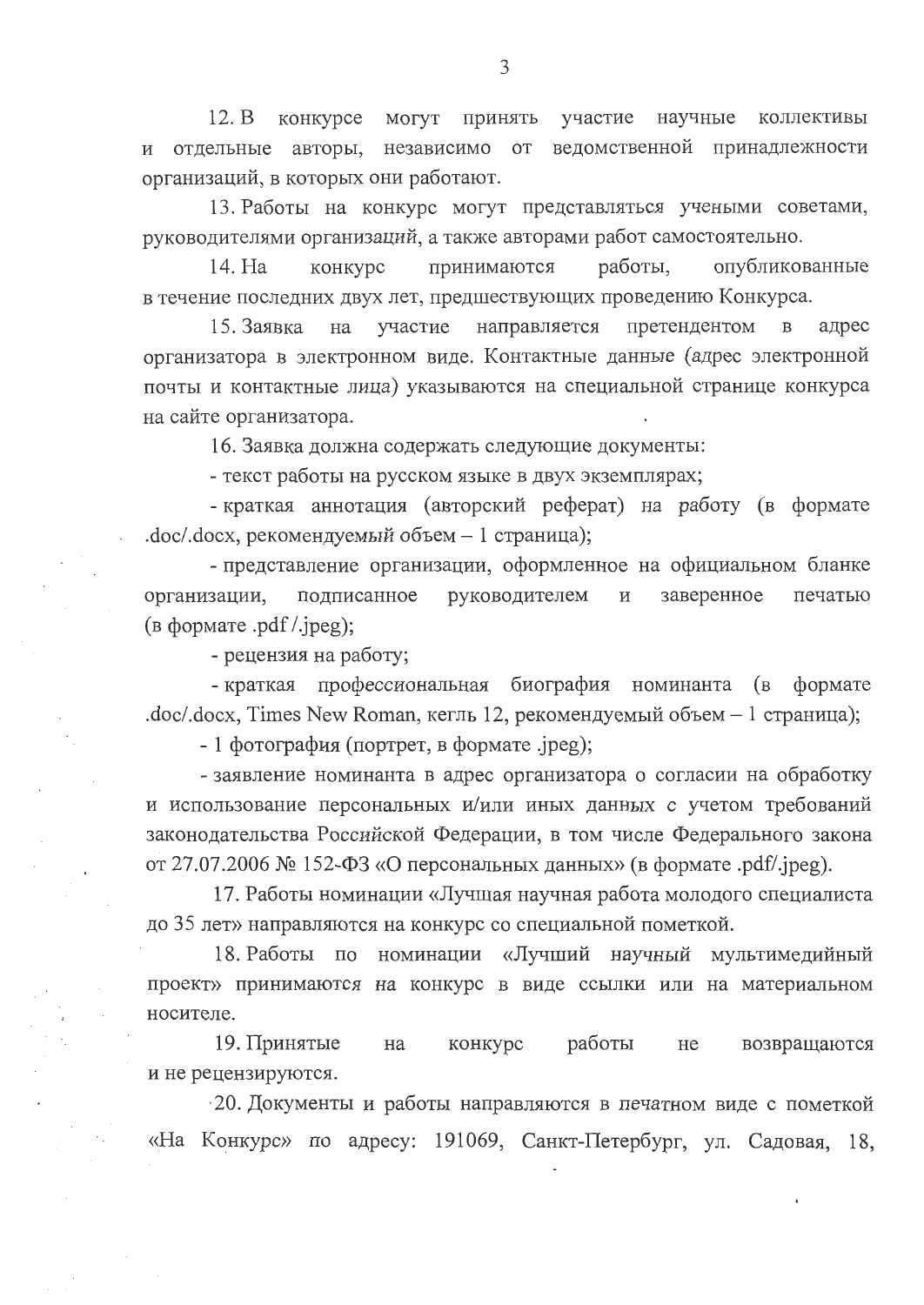12. В конкурсе могут принять участие научные коллективы и отдельные авторы, независимо от ведомственной принадлежности организаций, в которых они работают.

13. Работы на конкурс могут представляться учеными советами, руководителями организаций, а также авторами работ самостоятельно.

14. На конкурс принимаются работы, опубликованные в течение последних двух лет, предшествующих проведению Конкурса.

15. Заявка на участие направляется претендентом в адрес организатора в электронном виде. Контактные данные (адрес электронной почты и контактные лица) указываются на специальной странице конкурса на сайте организатора.

16. Заявка должна содержать следующие документы:

- текст работы на русском языке в двух экземплярах;
- краткая аннотация (авторский реферат) на работу (в формате .doc/.docx, рекомендуемый объем – 1 страница);
- представление организации, оформленное на официальном бланке организации, подписанное руководителем и заверенное печатью (в формате .pdf /.jpeg);
- рецензия на работу;
- краткая профессиональная биография номинанта (в формате .doc/.docx, Times New Roman, кегль 12, рекомендуемый объем – 1 страница);
- 1 фотография (портрет, в формате .jpeg);
- заявление номинанта в адрес организатора о согласии на обработку и использование персональных и/или иных данных с учетом требований законодательства Российской Федерации, в том числе Федерального закона от 27.07.2006 № 152-ФЗ «О персональных данных» (в формате .pdf/.jpeg).

17. Работы номинации «Лучшая научная работа молодого специалиста до 35 лет» направляются на конкурс со специальной пометкой.

18. Работы по номинации «Лучший научный мультимедийный проект» принимаются на конкурс в виде ссылки или на материальном носителе.

19. Принятые на конкурс работы не возвращаются и не рецензируются.

20. Документы и работы направляются в печатном виде с пометкой «На Конкурс» по адресу: 191069, Санкт-Петербург, ул. Садовая, 18,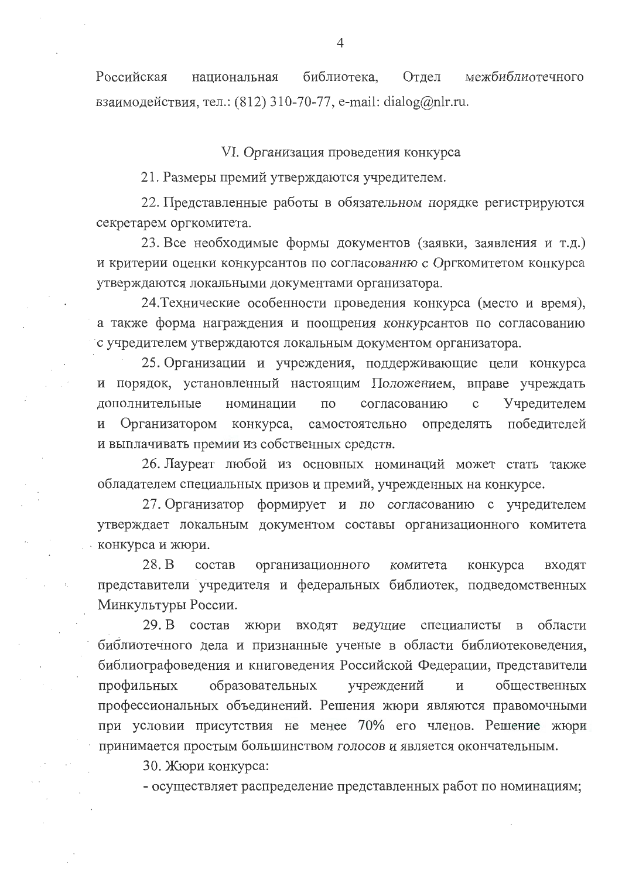Российская национальная библиотека, Отдел межбиблиотечного взаимодействия, тел.: (812) 310-70-77, e-mail: dialog@nlr.ru.

## VI. Организация проведения конкурса

21. Размеры премий утверждаются учредителем.

22. Представленные работы в обязательном порядке регистрируются секретарем оргкомитета.

23. Все необходимые формы документов (заявки, заявления и т.д.) и критерии оценки конкурсантов по согласованию с Оргкомитетом конкурса утверждаются локальными документами организатора.

24. Технические особенности проведения конкурса (место и время), а также форма награждения и поощрения конкурсантов по согласованию с учредителем утверждаются локальным документом организатора.

25. Организации и учреждения, поддерживающие цели конкурса и порядок, установленный настоящим Положением, вправе учреждать дополнительные номинации по согласованию с Учредителем и Организатором конкурса, самостоятельно определять победителей и выплачивать премии из собственных средств.

26. Лауреат любой из основных номинаций может стать также обладателем специальных призов и премий, учрежденных на конкурсе.

27. Организатор формирует и по согласованию с учредителем утверждает локальным документом составы организационного комитета конкурса и жюри.

28. В состав организационного комитета конкурса входят представители учредителя и федеральных библиотек, подведомственных Минкультуры России.

29. В состав жюри входят ведущие специалисты в области библиотечного дела и признанные ученые в области библиотековедения, библиографоведения и книговедения Российской Федерации, представители профильных образовательных учреждений и общественных профессиональных объединений. Решения жюри являются правомочными при условии присутствия не менее 70% его членов. Решение жюри принимается простым большинством голосов и является окончательным.

30. Жюри конкурса:

- осуществляет распределение представленных работ по номинациям;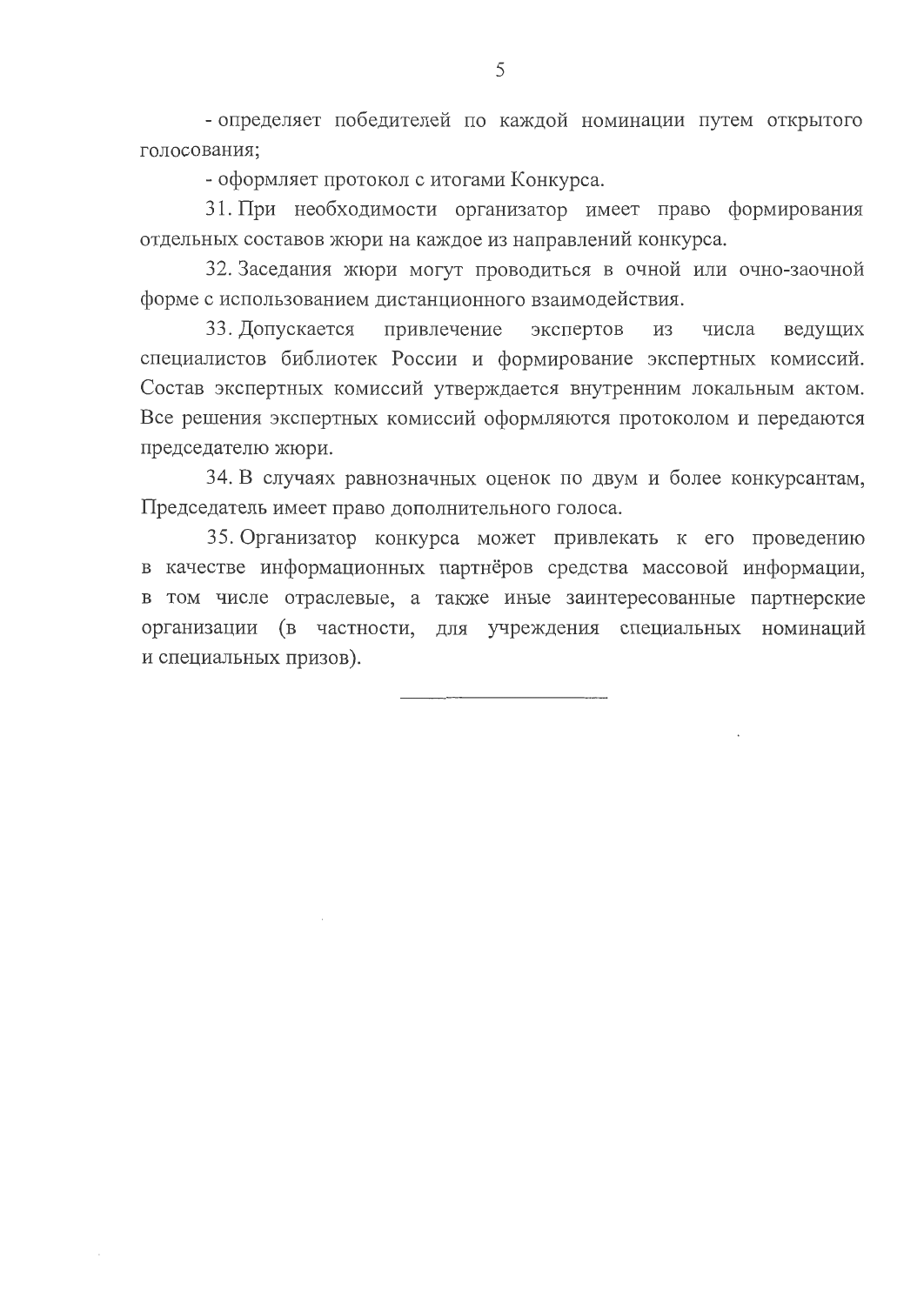- определяет победителей по каждой номинации путем открытого голосования;

- оформляет протокол с итогами Конкурса.

31. При необходимости организатор имеет право формирования отдельных составов жюри на каждое из направлений конкурса.

32. Заседания жюри могут проводиться в очной или очно-заочной форме с использованием дистанционного взаимодействия.

33. Допускается привлечение экспертов из числа ведущих специалистов библиотек России и формирование экспертных комиссий. Состав экспертных комиссий утверждается внутренним локальным актом. Все решения экспертных комиссий оформляются протоколом и передаются председателю жюри.

34. В случаях равнозначных оценок по двум и более конкурсантам, Председатель имеет право дополнительного голоса.

35. Организатор конкурса может привлекать к его проведению в качестве информационных партнёров средства массовой информации, в том числе отраслевые, а также иные заинтересованные партнерские организации (в частности, для учреждения специальных номинаций и специальных призов).

---